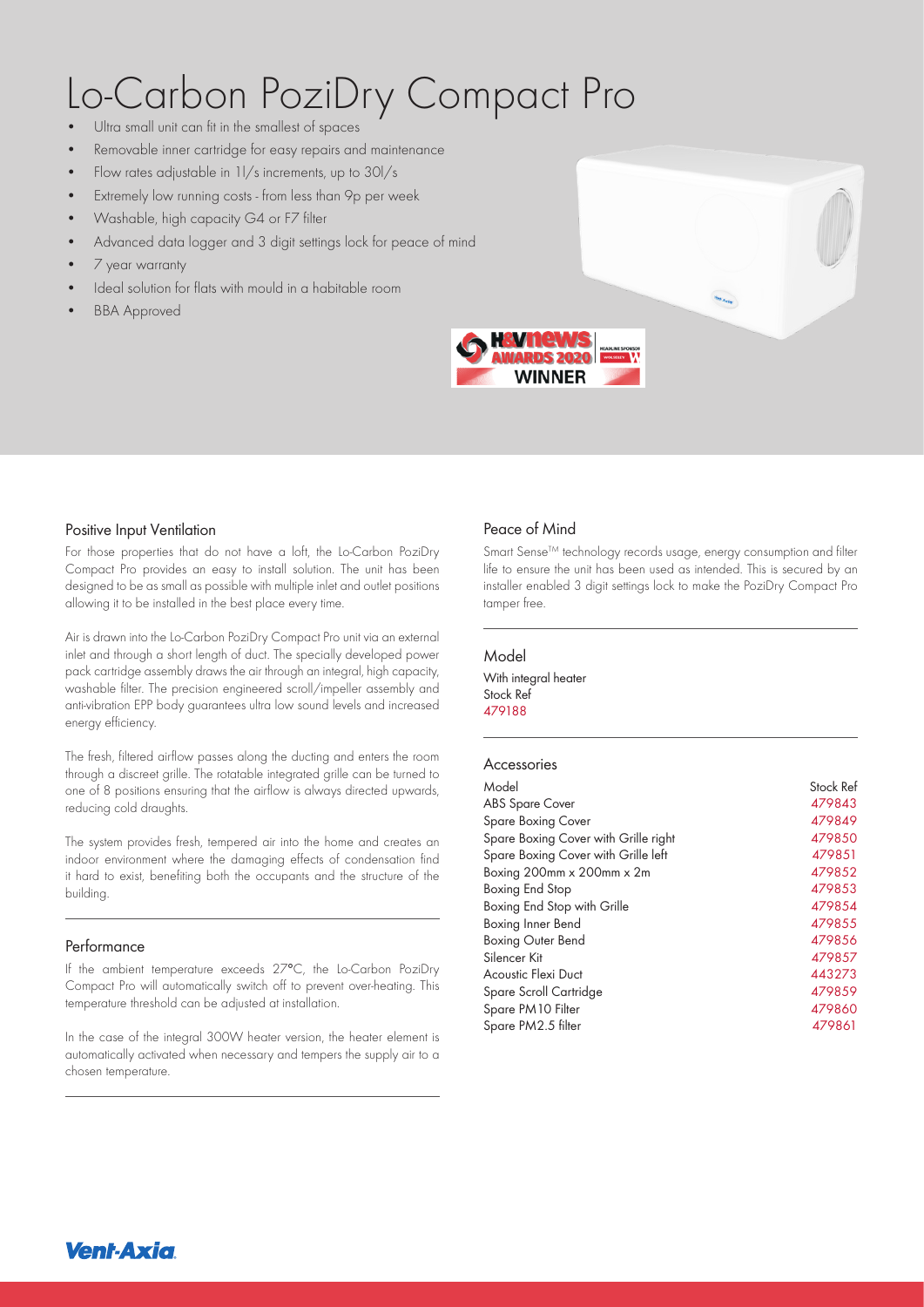# Lo-Carbon PoziDry Compact Pro

- Ultra small unit can fit in the smallest of spaces
- Removable inner cartridge for easy repairs and maintenance
- Flow rates adjustable in 1l/s increments, up to 30l/s
- Extremely low running costs - from less than 9p per week
- Washable, high capacity G4 or F7 filter
- Advanced data logger and 3 digit settings lock for peace of mind
- 7 year warranty
- Ideal solution for flats with mould in a habitable room
- BBA Approved

H&V news AWARDS 2020 WINNER

## Positive Input Ventilation

For those properties that do not have a loft, the Lo-Carbon PoziDry Compact Pro provides an easy to install solution. The unit has been designed to be as small as possible with multiple inlet and outlet positions allowing it to be installed in the best place every time.

Air is drawn into the Lo-Carbon PoziDry Compact Pro unit via an external inlet and through a short length of duct. The specially developed power pack cartridge assembly draws the air through an integral, high capacity, washable filter. The precision engineered scroll/impeller assembly and anti-vibration EPP body guarantees ultra low sound levels and increased energy efficiency.

The fresh, filtered airflow passes along the ducting and enters the room through a discreet grille. The rotatable integrated grille can be turned to one of 8 positions ensuring that the airflow is always directed upwards, reducing cold draughts.

The system provides fresh, tempered air into the home and creates an indoor environment where the damaging effects of condensation find it hard to exist, benefiting both the occupants and the structure of the building.

## Performance

If the ambient temperature exceeds 27°C, the Lo-Carbon PoziDry Compact Pro will automatically switch off to prevent over-heating. This temperature threshold can be adjusted at installation.

In the case of the integral 300W heater version, the heater element is automatically activated when necessary and tempers the supply air to a chosen temperature.

## Peace of Mind

Smart Sense™ technology records usage, energy consumption and filter life to ensure the unit has been used as intended. This is secured by an installer enabled 3 digit settings lock to make the PoziDry Compact Pro tamper free.

## Model

With integral heater
Stock Ref
479188

## Accessories

| Model | Stock Ref |
|---|---|
| ABS Spare Cover | 479843 |
| Spare Boxing Cover | 479849 |
| Spare Boxing Cover with Grille right | 479850 |
| Spare Boxing Cover with Grille left | 479851 |
| Boxing 200mm x 200mm x 2m | 479852 |
| Boxing End Stop | 479853 |
| Boxing End Stop with Grille | 479854 |
| Boxing Inner Bend | 479855 |
| Boxing Outer Bend | 479856 |
| Silencer Kit | 479857 |
| Acoustic Flexi Duct | 443273 |
| Spare Scroll Cartridge | 479859 |
| Spare PM10 Filter | 479860 |
| Spare PM2.5 filter | 479861 |

Vent-Axia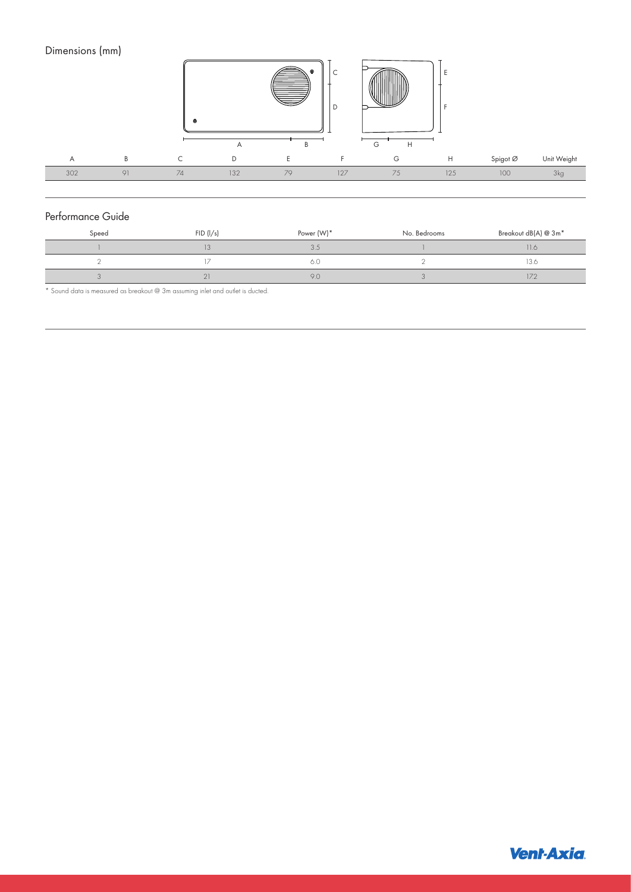## Dimensions (mm)

| A | B | C | D | E | F | G | H | Spigot Ø | Unit Weight |
|---|---|---|---|---|---|---|---|---|---|
| 302 | 91 | 74 | 132 | 79 | 127 | 75 | 125 | 100 | 3kg |

## Performance Guide

| Speed | FID (l/s) | Power (W)* | No. Bedrooms | Breakout dB(A) @ 3m* |
|---|---|---|---|---|
| 1 | 13 | 3.5 | 1 | 11.6 |
| 2 | 17 | 6.0 | 2 | 13.6 |
| 3 | 21 | 9.0 | 3 | 17.2 |

* Sound data is measured as breakout @ 3m assuming inlet and outlet is ducted.